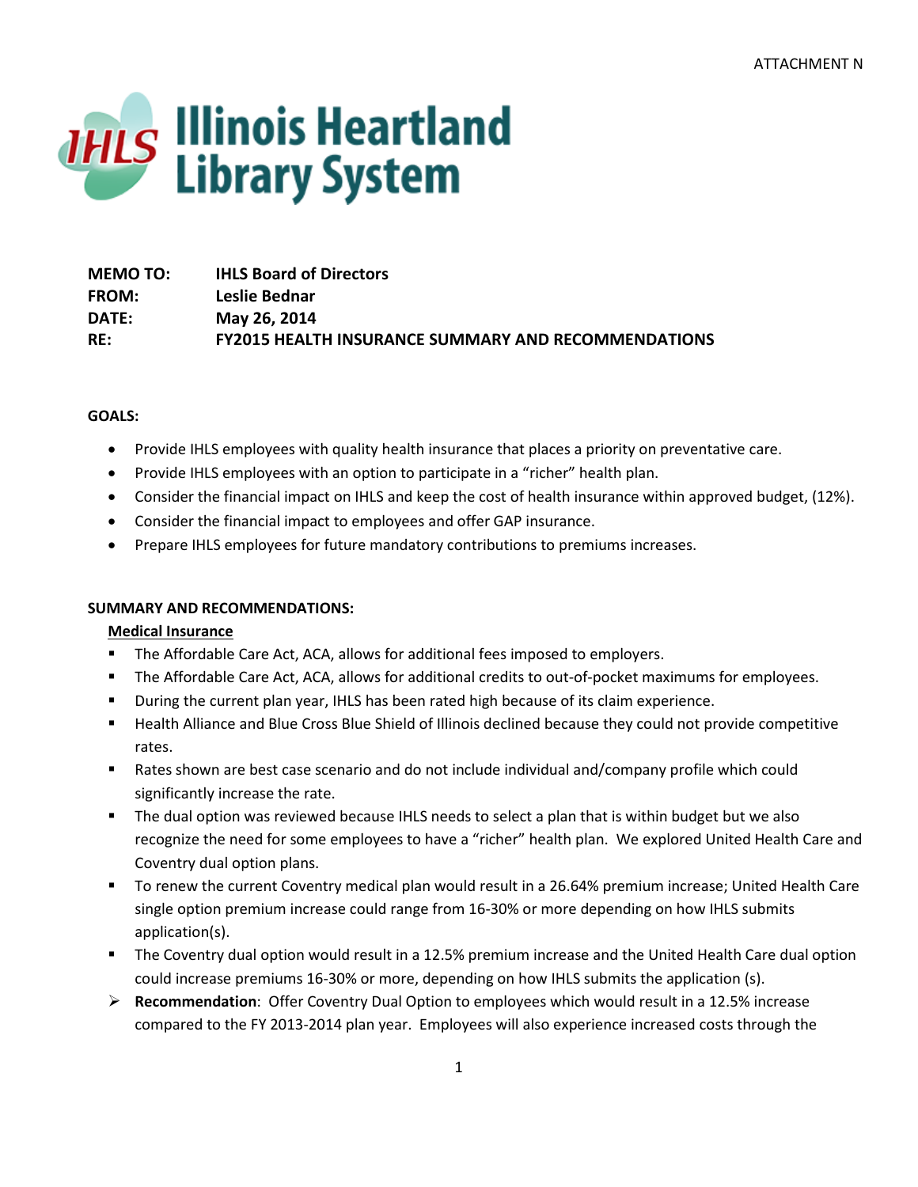ATTACHMENT N

# Illinois Heartland Library System

**MEMO TO:** IHLS Board of Directors
**FROM:** Leslie Bednar
**DATE:** May 26, 2014
**RE:** FY2015 HEALTH INSURANCE SUMMARY AND RECOMMENDATIONS

**GOALS:**

- Provide IHLS employees with quality health insurance that places a priority on preventative care.
- Provide IHLS employees with an option to participate in a "richer" health plan.
- Consider the financial impact on IHLS and keep the cost of health insurance within approved budget, (12%).
- Consider the financial impact to employees and offer GAP insurance.
- Prepare IHLS employees for future mandatory contributions to premiums increases.

**SUMMARY AND RECOMMENDATIONS:**

**Medical Insurance**

- The Affordable Care Act, ACA, allows for additional fees imposed to employers.
- The Affordable Care Act, ACA, allows for additional credits to out-of-pocket maximums for employees.
- During the current plan year, IHLS has been rated high because of its claim experience.
- Health Alliance and Blue Cross Blue Shield of Illinois declined because they could not provide competitive rates.
- Rates shown are best case scenario and do not include individual and/company profile which could significantly increase the rate.
- The dual option was reviewed because IHLS needs to select a plan that is within budget but we also recognize the need for some employees to have a "richer" health plan. We explored United Health Care and Coventry dual option plans.
- To renew the current Coventry medical plan would result in a 26.64% premium increase; United Health Care single option premium increase could range from 16-30% or more depending on how IHLS submits application(s).
- The Coventry dual option would result in a 12.5% premium increase and the United Health Care dual option could increase premiums 16-30% or more, depending on how IHLS submits the application (s).

➢ **Recommendation**: Offer Coventry Dual Option to employees which would result in a 12.5% increase compared to the FY 2013-2014 plan year. Employees will also experience increased costs through the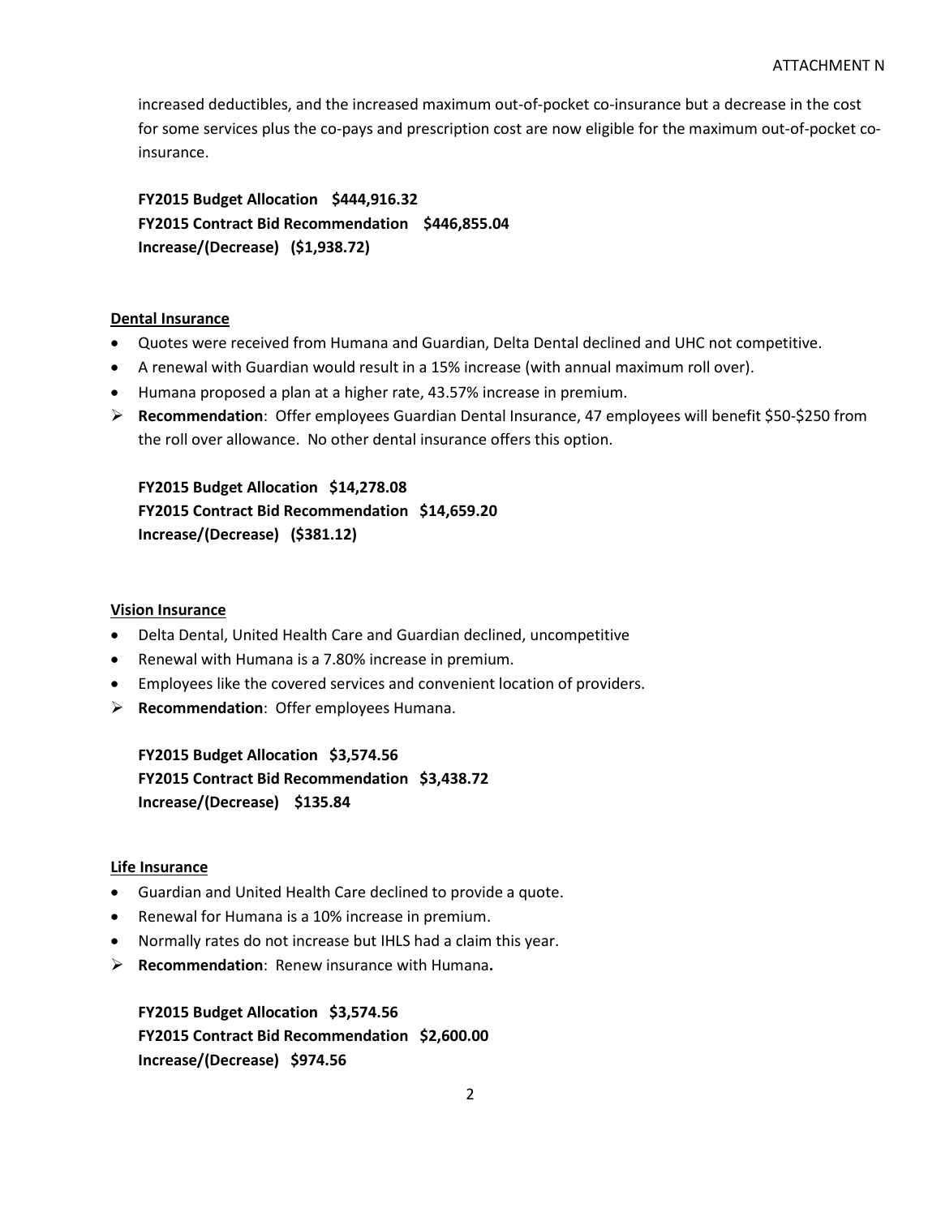increased deductibles, and the increased maximum out-of-pocket co-insurance but a decrease in the cost for some services plus the co-pays and prescription cost are now eligible for the maximum out-of-pocket co-insurance.

**FY2015 Budget Allocation $444,916.32**
**FY2015 Contract Bid Recommendation $446,855.04**
**Increase/(Decrease) ($1,938.72)**

**Dental Insurance**

- Quotes were received from Humana and Guardian, Delta Dental declined and UHC not competitive.
- A renewal with Guardian would result in a 15% increase (with annual maximum roll over).
- Humana proposed a plan at a higher rate, 43.57% increase in premium.
- **Recommendation**: Offer employees Guardian Dental Insurance, 47 employees will benefit $50-$250 from the roll over allowance. No other dental insurance offers this option.

**FY2015 Budget Allocation $14,278.08**
**FY2015 Contract Bid Recommendation $14,659.20**
**Increase/(Decrease) ($381.12)**

**Vision Insurance**

- Delta Dental, United Health Care and Guardian declined, uncompetitive
- Renewal with Humana is a 7.80% increase in premium.
- Employees like the covered services and convenient location of providers.
- **Recommendation**: Offer employees Humana.

**FY2015 Budget Allocation $3,574.56**
**FY2015 Contract Bid Recommendation $3,438.72**
**Increase/(Decrease) $135.84**

**Life Insurance**

- Guardian and United Health Care declined to provide a quote.
- Renewal for Humana is a 10% increase in premium.
- Normally rates do not increase but IHLS had a claim this year.
- **Recommendation**: Renew insurance with Humana**.**

**FY2015 Budget Allocation $3,574.56**
**FY2015 Contract Bid Recommendation $2,600.00**
**Increase/(Decrease) $974.56**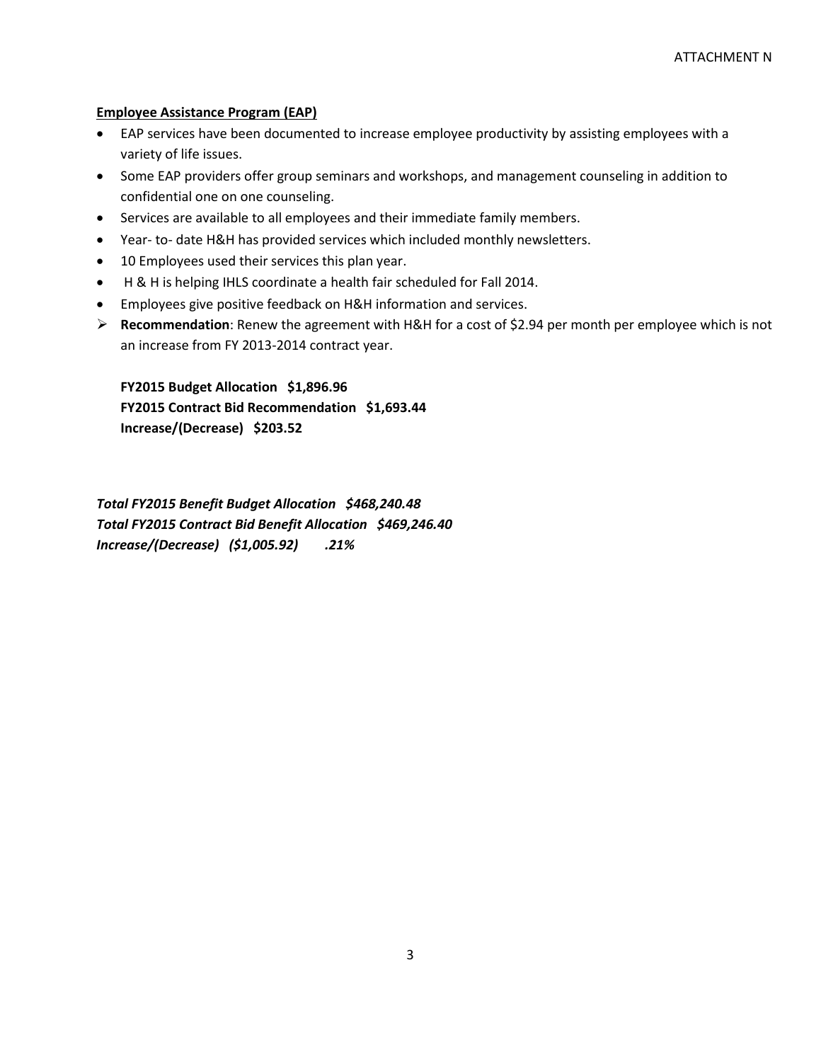**Employee Assistance Program (EAP)**

- EAP services have been documented to increase employee productivity by assisting employees with a variety of life issues.
- Some EAP providers offer group seminars and workshops, and management counseling in addition to confidential one on one counseling.
- Services are available to all employees and their immediate family members.
- Year- to- date H&H has provided services which included monthly newsletters.
- 10 Employees used their services this plan year.
- H & H is helping IHLS coordinate a health fair scheduled for Fall 2014.
- Employees give positive feedback on H&H information and services.

➢ **Recommendation**: Renew the agreement with H&H for a cost of $2.94 per month per employee which is not an increase from FY 2013-2014 contract year.

**FY2015 Budget Allocation $1,896.96**
**FY2015 Contract Bid Recommendation $1,693.44**
**Increase/(Decrease) $203.52**

***Total FY2015 Benefit Budget Allocation $468,240.48***
***Total FY2015 Contract Bid Benefit Allocation $469,246.40***
***Increase/(Decrease) ($1,005.92) .21%***